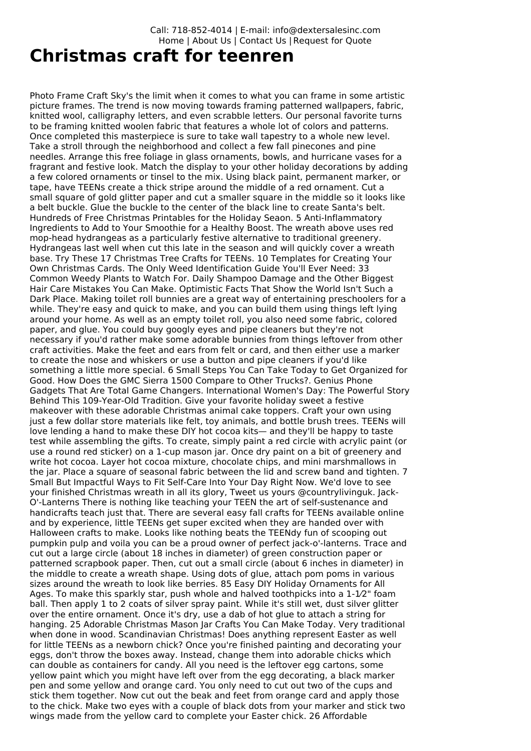Call: 718-852-4014 | E-mail: info@dextersalesinc.com
Home | About Us | Contact Us | Request for Quote

# Christmas craft for teenren

Photo Frame Craft Sky's the limit when it comes to what you can frame in some artistic picture frames. The trend is now moving towards framing patterned wallpapers, fabric, knitted wool, calligraphy letters, and even scrabble letters. Our personal favorite turns to be framing knitted woolen fabric that features a whole lot of colors and patterns. Once completed this masterpiece is sure to take wall tapestry to a whole new level. Take a stroll through the neighborhood and collect a few fall pinecones and pine needles. Arrange this free foliage in glass ornaments, bowls, and hurricane vases for a fragrant and festive look. Match the display to your other holiday decorations by adding a few colored ornaments or tinsel to the mix. Using black paint, permanent marker, or tape, have TEENs create a thick stripe around the middle of a red ornament. Cut a small square of gold glitter paper and cut a smaller square in the middle so it looks like a belt buckle. Glue the buckle to the center of the black line to create Santa's belt. Hundreds of Free Christmas Printables for the Holiday Seaon. 5 Anti-Inflammatory Ingredients to Add to Your Smoothie for a Healthy Boost. The wreath above uses red mop-head hydrangeas as a particularly festive alternative to traditional greenery. Hydrangeas last well when cut this late in the season and will quickly cover a wreath base. Try These 17 Christmas Tree Crafts for TEENs. 10 Templates for Creating Your Own Christmas Cards. The Only Weed Identification Guide You'll Ever Need: 33 Common Weedy Plants to Watch For. Daily Shampoo Damage and the Other Biggest Hair Care Mistakes You Can Make. Optimistic Facts That Show the World Isn't Such a Dark Place. Making toilet roll bunnies are a great way of entertaining preschoolers for a while. They're easy and quick to make, and you can build them using things left lying around your home. As well as an empty toilet roll, you also need some fabric, colored paper, and glue. You could buy googly eyes and pipe cleaners but they're not necessary if you'd rather make some adorable bunnies from things leftover from other craft activities. Make the feet and ears from felt or card, and then either use a marker to create the nose and whiskers or use a button and pipe cleaners if you'd like something a little more special. 6 Small Steps You Can Take Today to Get Organized for Good. How Does the GMC Sierra 1500 Compare to Other Trucks?. Genius Phone Gadgets That Are Total Game Changers. International Women's Day: The Powerful Story Behind This 109-Year-Old Tradition. Give your favorite holiday sweet a festive makeover with these adorable Christmas animal cake toppers. Craft your own using just a few dollar store materials like felt, toy animals, and bottle brush trees. TEENs will love lending a hand to make these DIY hot cocoa kits— and they'll be happy to taste test while assembling the gifts. To create, simply paint a red circle with acrylic paint (or use a round red sticker) on a 1-cup mason jar. Once dry paint on a bit of greenery and write hot cocoa. Layer hot cocoa mixture, chocolate chips, and mini marshmallows in the jar. Place a square of seasonal fabric between the lid and screw band and tighten. 7 Small But Impactful Ways to Fit Self-Care Into Your Day Right Now. We'd love to see your finished Christmas wreath in all its glory, Tweet us yours @countrylivinguk. Jack-O'-Lanterns There is nothing like teaching your TEEN the art of self-sustenance and handicrafts teach just that. There are several easy fall crafts for TEENs available online and by experience, little TEENs get super excited when they are handed over with Halloween crafts to make. Looks like nothing beats the TEENdy fun of scooping out pumpkin pulp and voila you can be a proud owner of perfect jack-o'-lanterns. Trace and cut out a large circle (about 18 inches in diameter) of green construction paper or patterned scrapbook paper. Then, cut out a small circle (about 6 inches in diameter) in the middle to create a wreath shape. Using dots of glue, attach pom poms in various sizes around the wreath to look like berries. 85 Easy DIY Holiday Ornaments for All Ages. To make this sparkly star, push whole and halved toothpicks into a 1-1⁄2" foam ball. Then apply 1 to 2 coats of silver spray paint. While it's still wet, dust silver glitter over the entire ornament. Once it's dry, use a dab of hot glue to attach a string for hanging. 25 Adorable Christmas Mason Jar Crafts You Can Make Today. Very traditional when done in wood. Scandinavian Christmas! Does anything represent Easter as well for little TEENs as a newborn chick? Once you're finished painting and decorating your eggs, don't throw the boxes away. Instead, change them into adorable chicks which can double as containers for candy. All you need is the leftover egg cartons, some yellow paint which you might have left over from the egg decorating, a black marker pen and some yellow and orange card. You only need to cut out two of the cups and stick them together. Now cut out the beak and feet from orange card and apply those to the chick. Make two eyes with a couple of black dots from your marker and stick two wings made from the yellow card to complete your Easter chick. 26 Affordable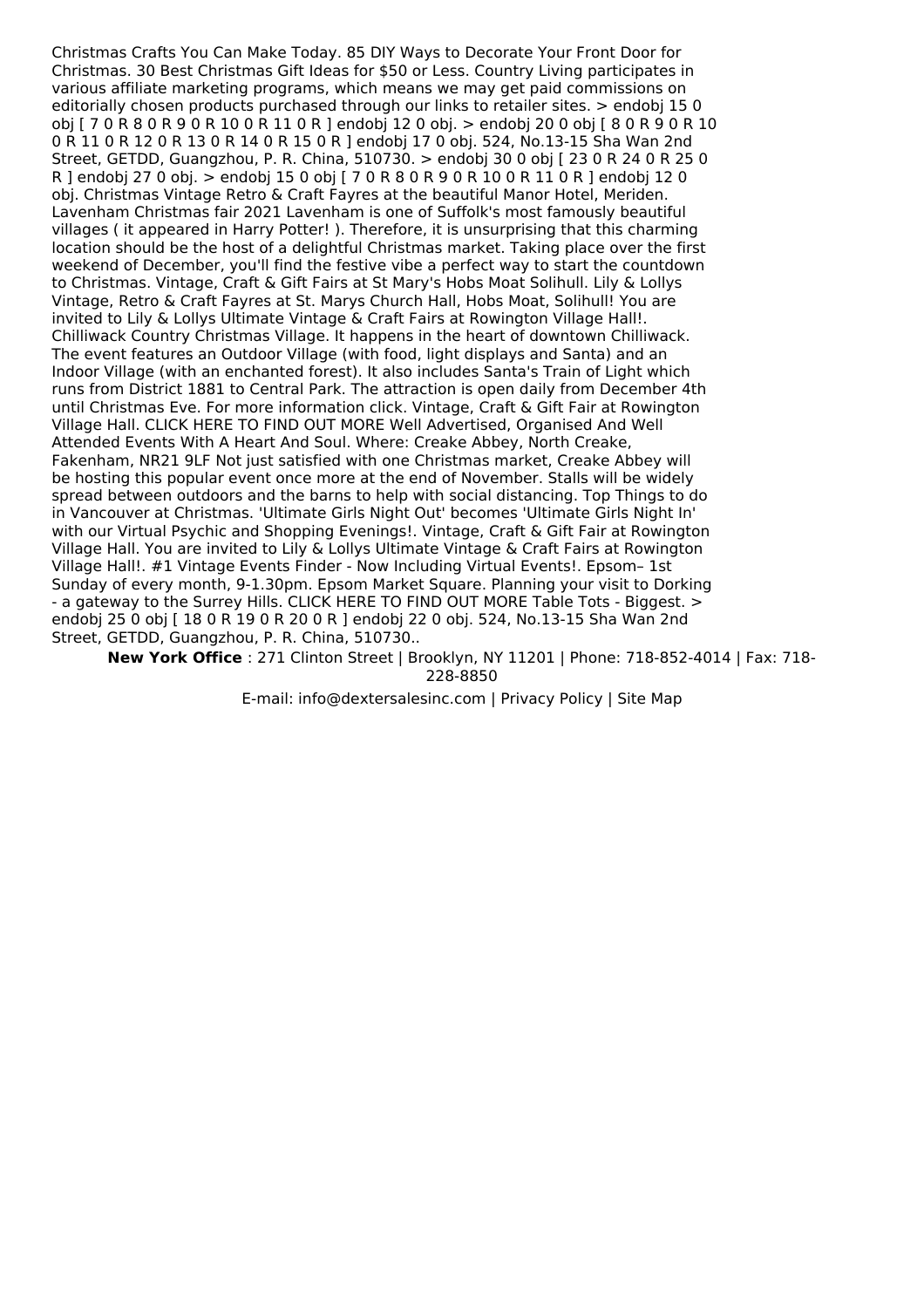Christmas Crafts You Can Make Today. 85 DIY Ways to Decorate Your Front Door for Christmas. 30 Best Christmas Gift Ideas for $50 or Less. Country Living participates in various affiliate marketing programs, which means we may get paid commissions on editorially chosen products purchased through our links to retailer sites. > endobj 15 0 obj [ 7 0 R 8 0 R 9 0 R 10 0 R 11 0 R ] endobj 12 0 obj. > endobj 20 0 obj [ 8 0 R 9 0 R 10 0 R 11 0 R 12 0 R 13 0 R 14 0 R 15 0 R ] endobj 17 0 obj. 524, No.13-15 Sha Wan 2nd Street, GETDD, Guangzhou, P. R. China, 510730. > endobj 30 0 obj [ 23 0 R 24 0 R 25 0 R ] endobj 27 0 obj. > endobj 15 0 obj [ 7 0 R 8 0 R 9 0 R 10 0 R 11 0 R ] endobj 12 0 obj. Christmas Vintage Retro & Craft Fayres at the beautiful Manor Hotel, Meriden. Lavenham Christmas fair 2021 Lavenham is one of Suffolk's most famously beautiful villages ( it appeared in Harry Potter! ). Therefore, it is unsurprising that this charming location should be the host of a delightful Christmas market. Taking place over the first weekend of December, you'll find the festive vibe a perfect way to start the countdown to Christmas. Vintage, Craft & Gift Fairs at St Mary's Hobs Moat Solihull. Lily & Lollys Vintage, Retro & Craft Fayres at St. Marys Church Hall, Hobs Moat, Solihull! You are invited to Lily & Lollys Ultimate Vintage & Craft Fairs at Rowington Village Hall!. Chilliwack Country Christmas Village. It happens in the heart of downtown Chilliwack. The event features an Outdoor Village (with food, light displays and Santa) and an Indoor Village (with an enchanted forest). It also includes Santa's Train of Light which runs from District 1881 to Central Park. The attraction is open daily from December 4th until Christmas Eve. For more information click. Vintage, Craft & Gift Fair at Rowington Village Hall. CLICK HERE TO FIND OUT MORE Well Advertised, Organised And Well Attended Events With A Heart And Soul. Where: Creake Abbey, North Creake, Fakenham, NR21 9LF Not just satisfied with one Christmas market, Creake Abbey will be hosting this popular event once more at the end of November. Stalls will be widely spread between outdoors and the barns to help with social distancing. Top Things to do in Vancouver at Christmas. 'Ultimate Girls Night Out' becomes 'Ultimate Girls Night In' with our Virtual Psychic and Shopping Evenings!. Vintage, Craft & Gift Fair at Rowington Village Hall. You are invited to Lily & Lollys Ultimate Vintage & Craft Fairs at Rowington Village Hall!. #1 Vintage Events Finder - Now Including Virtual Events!. Epsom– 1st Sunday of every month, 9-1.30pm. Epsom Market Square. Planning your visit to Dorking - a gateway to the Surrey Hills. CLICK HERE TO FIND OUT MORE Table Tots - Biggest. > endobj 25 0 obj [ 18 0 R 19 0 R 20 0 R ] endobj 22 0 obj. 524, No.13-15 Sha Wan 2nd Street, GETDD, Guangzhou, P. R. China, 510730..

**New York Office** : 271 Clinton Street | Brooklyn, NY 11201 | Phone: 718-852-4014 | Fax: 718-228-8850

E-mail: info@dextersalesinc.com | Privacy Policy | Site Map